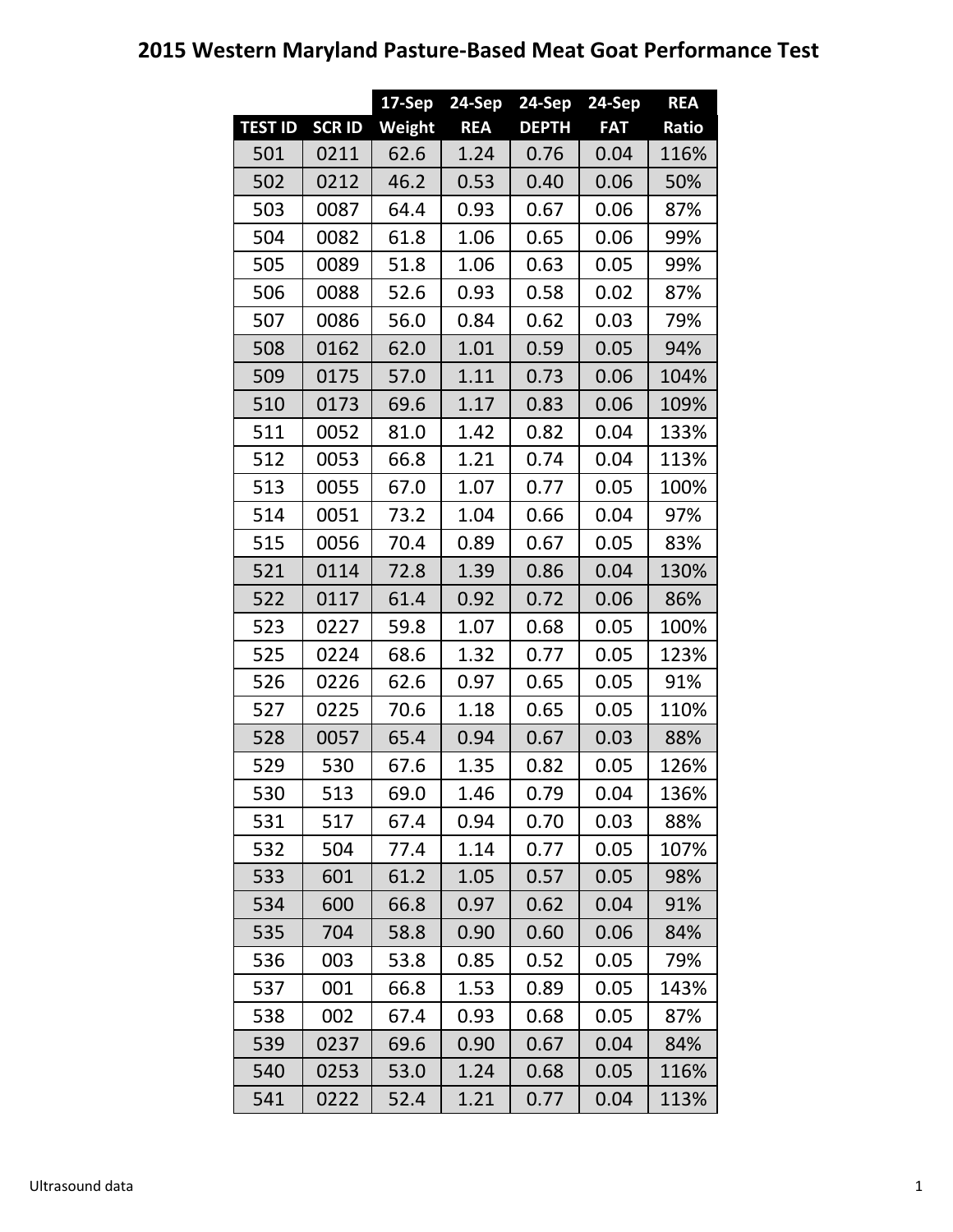# 2015 Western Maryland Pasture-Based Meat Goat Performance Test

| | | 17-Sep | 24-Sep | 24-Sep | 24-Sep | REA |
|---|---|---|---|---|---|---|
| TEST ID | SCR ID | Weight | REA | DEPTH | FAT | Ratio |
| 501 | 0211 | 62.6 | 1.24 | 0.76 | 0.04 | 116% |
| 502 | 0212 | 46.2 | 0.53 | 0.40 | 0.06 | 50% |
| 503 | 0087 | 64.4 | 0.93 | 0.67 | 0.06 | 87% |
| 504 | 0082 | 61.8 | 1.06 | 0.65 | 0.06 | 99% |
| 505 | 0089 | 51.8 | 1.06 | 0.63 | 0.05 | 99% |
| 506 | 0088 | 52.6 | 0.93 | 0.58 | 0.02 | 87% |
| 507 | 0086 | 56.0 | 0.84 | 0.62 | 0.03 | 79% |
| 508 | 0162 | 62.0 | 1.01 | 0.59 | 0.05 | 94% |
| 509 | 0175 | 57.0 | 1.11 | 0.73 | 0.06 | 104% |
| 510 | 0173 | 69.6 | 1.17 | 0.83 | 0.06 | 109% |
| 511 | 0052 | 81.0 | 1.42 | 0.82 | 0.04 | 133% |
| 512 | 0053 | 66.8 | 1.21 | 0.74 | 0.04 | 113% |
| 513 | 0055 | 67.0 | 1.07 | 0.77 | 0.05 | 100% |
| 514 | 0051 | 73.2 | 1.04 | 0.66 | 0.04 | 97% |
| 515 | 0056 | 70.4 | 0.89 | 0.67 | 0.05 | 83% |
| 521 | 0114 | 72.8 | 1.39 | 0.86 | 0.04 | 130% |
| 522 | 0117 | 61.4 | 0.92 | 0.72 | 0.06 | 86% |
| 523 | 0227 | 59.8 | 1.07 | 0.68 | 0.05 | 100% |
| 525 | 0224 | 68.6 | 1.32 | 0.77 | 0.05 | 123% |
| 526 | 0226 | 62.6 | 0.97 | 0.65 | 0.05 | 91% |
| 527 | 0225 | 70.6 | 1.18 | 0.65 | 0.05 | 110% |
| 528 | 0057 | 65.4 | 0.94 | 0.67 | 0.03 | 88% |
| 529 | 530 | 67.6 | 1.35 | 0.82 | 0.05 | 126% |
| 530 | 513 | 69.0 | 1.46 | 0.79 | 0.04 | 136% |
| 531 | 517 | 67.4 | 0.94 | 0.70 | 0.03 | 88% |
| 532 | 504 | 77.4 | 1.14 | 0.77 | 0.05 | 107% |
| 533 | 601 | 61.2 | 1.05 | 0.57 | 0.05 | 98% |
| 534 | 600 | 66.8 | 0.97 | 0.62 | 0.04 | 91% |
| 535 | 704 | 58.8 | 0.90 | 0.60 | 0.06 | 84% |
| 536 | 003 | 53.8 | 0.85 | 0.52 | 0.05 | 79% |
| 537 | 001 | 66.8 | 1.53 | 0.89 | 0.05 | 143% |
| 538 | 002 | 67.4 | 0.93 | 0.68 | 0.05 | 87% |
| 539 | 0237 | 69.6 | 0.90 | 0.67 | 0.04 | 84% |
| 540 | 0253 | 53.0 | 1.24 | 0.68 | 0.05 | 116% |
| 541 | 0222 | 52.4 | 1.21 | 0.77 | 0.04 | 113% |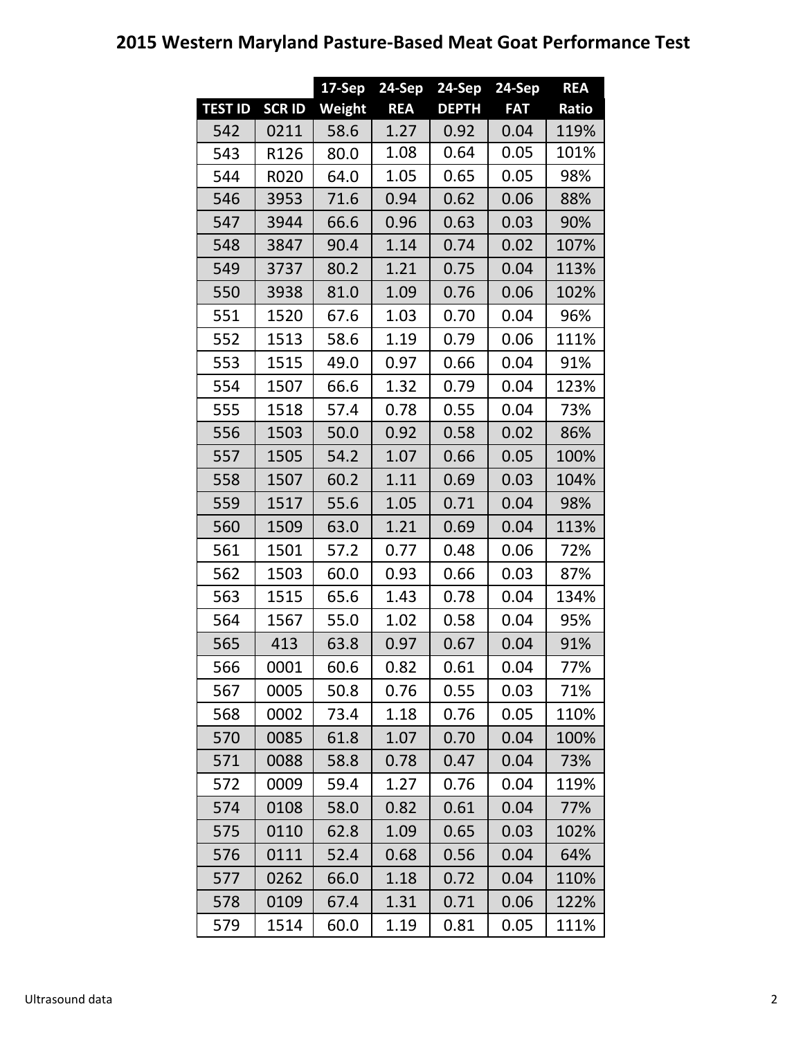# 2015 Western Maryland Pasture-Based Meat Goat Performance Test

| | | 17-Sep | 24-Sep | 24-Sep | 24-Sep | REA |
|---|---|---|---|---|---|---|
| TEST ID | SCR ID | Weight | REA | DEPTH | FAT | Ratio |
| 542 | 0211 | 58.6 | 1.27 | 0.92 | 0.04 | 119% |
| 543 | R126 | 80.0 | 1.08 | 0.64 | 0.05 | 101% |
| 544 | R020 | 64.0 | 1.05 | 0.65 | 0.05 | 98% |
| 546 | 3953 | 71.6 | 0.94 | 0.62 | 0.06 | 88% |
| 547 | 3944 | 66.6 | 0.96 | 0.63 | 0.03 | 90% |
| 548 | 3847 | 90.4 | 1.14 | 0.74 | 0.02 | 107% |
| 549 | 3737 | 80.2 | 1.21 | 0.75 | 0.04 | 113% |
| 550 | 3938 | 81.0 | 1.09 | 0.76 | 0.06 | 102% |
| 551 | 1520 | 67.6 | 1.03 | 0.70 | 0.04 | 96% |
| 552 | 1513 | 58.6 | 1.19 | 0.79 | 0.06 | 111% |
| 553 | 1515 | 49.0 | 0.97 | 0.66 | 0.04 | 91% |
| 554 | 1507 | 66.6 | 1.32 | 0.79 | 0.04 | 123% |
| 555 | 1518 | 57.4 | 0.78 | 0.55 | 0.04 | 73% |
| 556 | 1503 | 50.0 | 0.92 | 0.58 | 0.02 | 86% |
| 557 | 1505 | 54.2 | 1.07 | 0.66 | 0.05 | 100% |
| 558 | 1507 | 60.2 | 1.11 | 0.69 | 0.03 | 104% |
| 559 | 1517 | 55.6 | 1.05 | 0.71 | 0.04 | 98% |
| 560 | 1509 | 63.0 | 1.21 | 0.69 | 0.04 | 113% |
| 561 | 1501 | 57.2 | 0.77 | 0.48 | 0.06 | 72% |
| 562 | 1503 | 60.0 | 0.93 | 0.66 | 0.03 | 87% |
| 563 | 1515 | 65.6 | 1.43 | 0.78 | 0.04 | 134% |
| 564 | 1567 | 55.0 | 1.02 | 0.58 | 0.04 | 95% |
| 565 | 413 | 63.8 | 0.97 | 0.67 | 0.04 | 91% |
| 566 | 0001 | 60.6 | 0.82 | 0.61 | 0.04 | 77% |
| 567 | 0005 | 50.8 | 0.76 | 0.55 | 0.03 | 71% |
| 568 | 0002 | 73.4 | 1.18 | 0.76 | 0.05 | 110% |
| 570 | 0085 | 61.8 | 1.07 | 0.70 | 0.04 | 100% |
| 571 | 0088 | 58.8 | 0.78 | 0.47 | 0.04 | 73% |
| 572 | 0009 | 59.4 | 1.27 | 0.76 | 0.04 | 119% |
| 574 | 0108 | 58.0 | 0.82 | 0.61 | 0.04 | 77% |
| 575 | 0110 | 62.8 | 1.09 | 0.65 | 0.03 | 102% |
| 576 | 0111 | 52.4 | 0.68 | 0.56 | 0.04 | 64% |
| 577 | 0262 | 66.0 | 1.18 | 0.72 | 0.04 | 110% |
| 578 | 0109 | 67.4 | 1.31 | 0.71 | 0.06 | 122% |
| 579 | 1514 | 60.0 | 1.19 | 0.81 | 0.05 | 111% |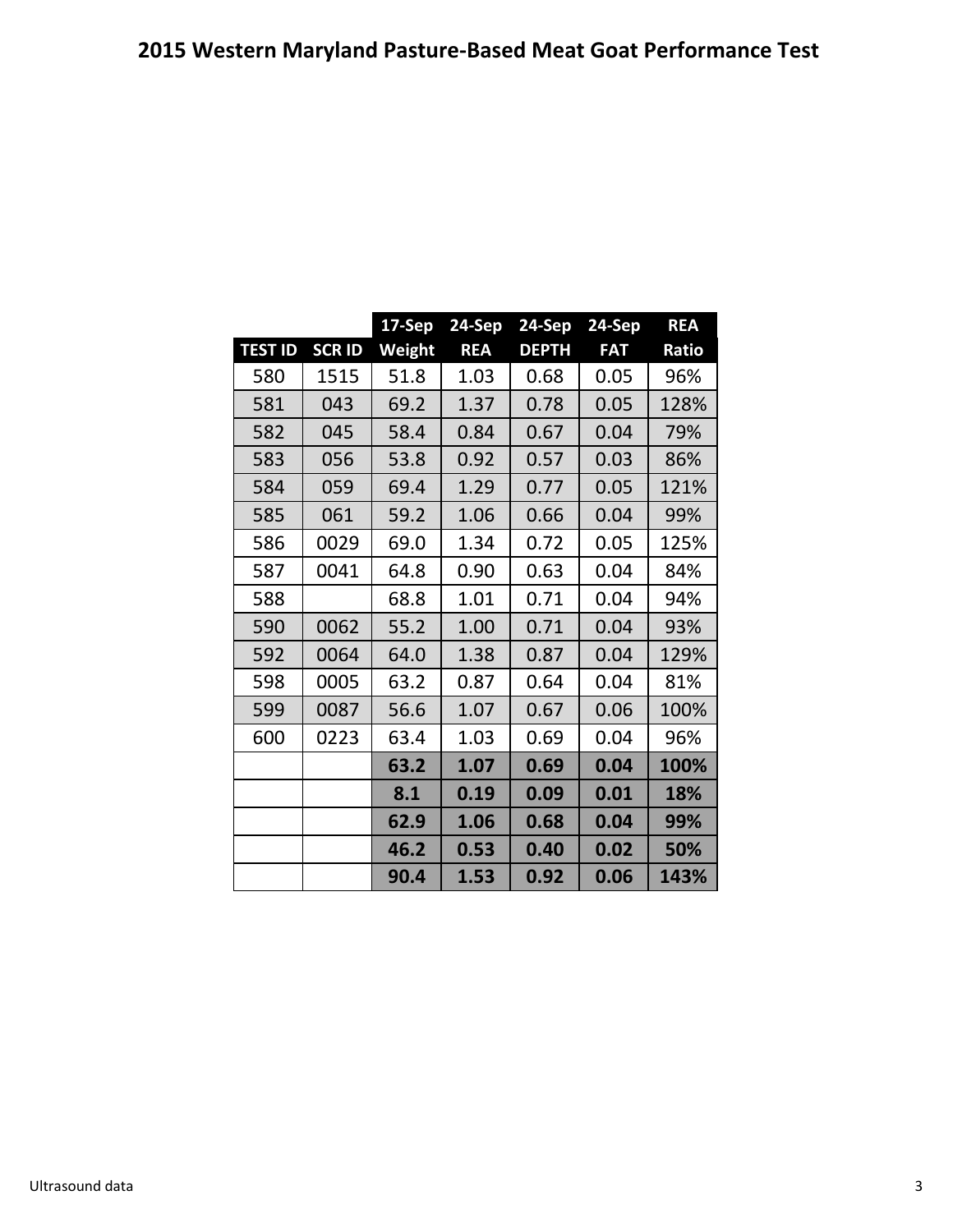# 2015 Western Maryland Pasture-Based Meat Goat Performance Test

| | | 17-Sep | 24-Sep | 24-Sep | 24-Sep | REA |
|---|---|---|---|---|---|---|
| **TEST ID** | **SCR ID** | **Weight** | **REA** | **DEPTH** | **FAT** | **Ratio** |
| 580 | 1515 | 51.8 | 1.03 | 0.68 | 0.05 | 96% |
| 581 | 043 | 69.2 | 1.37 | 0.78 | 0.05 | 128% |
| 582 | 045 | 58.4 | 0.84 | 0.67 | 0.04 | 79% |
| 583 | 056 | 53.8 | 0.92 | 0.57 | 0.03 | 86% |
| 584 | 059 | 69.4 | 1.29 | 0.77 | 0.05 | 121% |
| 585 | 061 | 59.2 | 1.06 | 0.66 | 0.04 | 99% |
| 586 | 0029 | 69.0 | 1.34 | 0.72 | 0.05 | 125% |
| 587 | 0041 | 64.8 | 0.90 | 0.63 | 0.04 | 84% |
| 588 | | 68.8 | 1.01 | 0.71 | 0.04 | 94% |
| 590 | 0062 | 55.2 | 1.00 | 0.71 | 0.04 | 93% |
| 592 | 0064 | 64.0 | 1.38 | 0.87 | 0.04 | 129% |
| 598 | 0005 | 63.2 | 0.87 | 0.64 | 0.04 | 81% |
| 599 | 0087 | 56.6 | 1.07 | 0.67 | 0.06 | 100% |
| 600 | 0223 | 63.4 | 1.03 | 0.69 | 0.04 | 96% |
| | | **63.2** | **1.07** | **0.69** | **0.04** | **100%** |
| | | **8.1** | **0.19** | **0.09** | **0.01** | **18%** |
| | | **62.9** | **1.06** | **0.68** | **0.04** | **99%** |
| | | **46.2** | **0.53** | **0.40** | **0.02** | **50%** |
| | | **90.4** | **1.53** | **0.92** | **0.06** | **143%** |

Ultrasound data